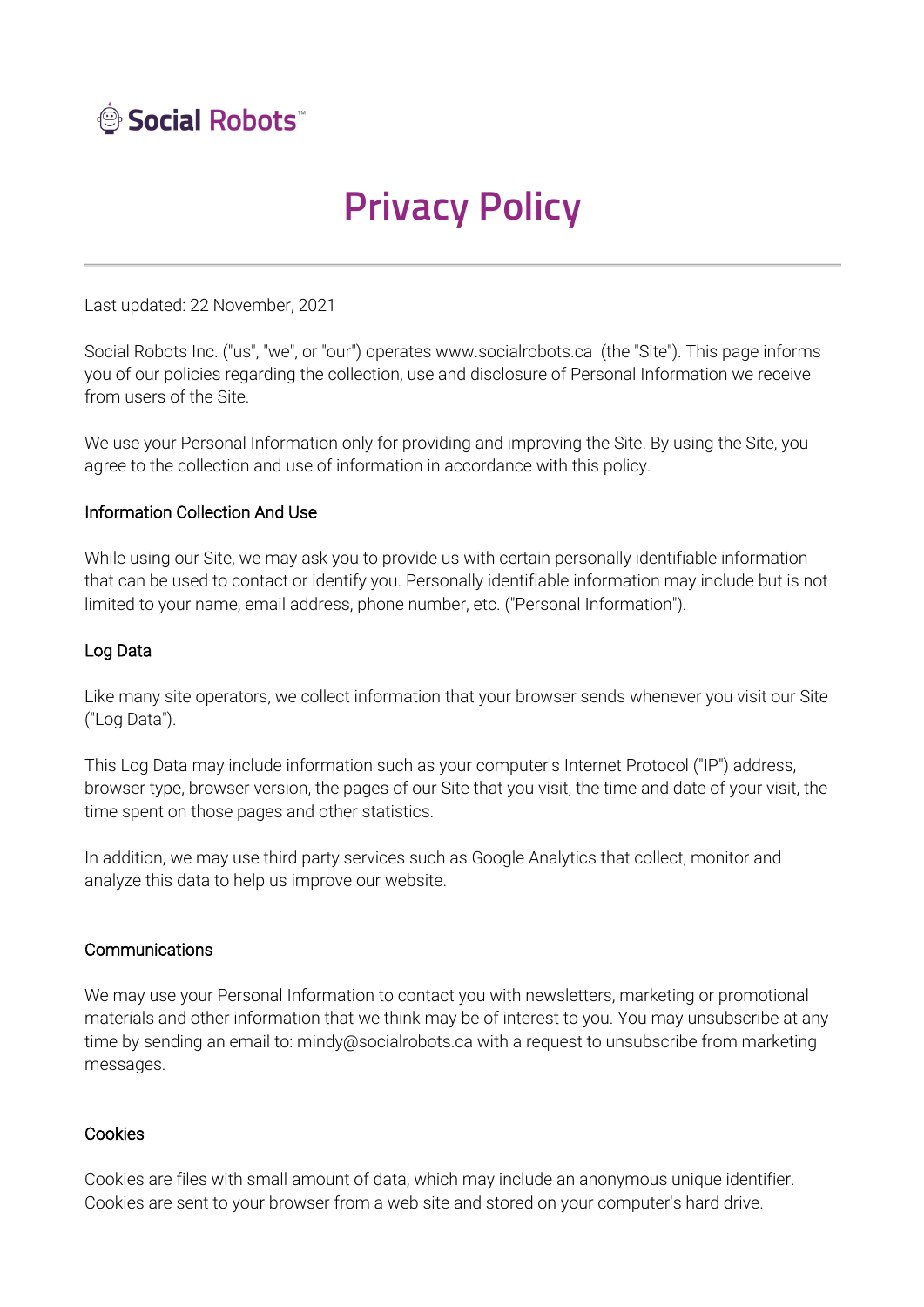Social Robots™

# Privacy Policy

Last updated: 22 November, 2021

Social Robots Inc. ("us", "we", or "our") operates www.socialrobots.ca (the "Site"). This page informs you of our policies regarding the collection, use and disclosure of Personal Information we receive from users of the Site.

We use your Personal Information only for providing and improving the Site. By using the Site, you agree to the collection and use of information in accordance with this policy.

## Information Collection And Use

While using our Site, we may ask you to provide us with certain personally identifiable information that can be used to contact or identify you. Personally identifiable information may include but is not limited to your name, email address, phone number, etc. ("Personal Information").

## Log Data

Like many site operators, we collect information that your browser sends whenever you visit our Site ("Log Data").

This Log Data may include information such as your computer's Internet Protocol ("IP") address, browser type, browser version, the pages of our Site that you visit, the time and date of your visit, the time spent on those pages and other statistics.

In addition, we may use third party services such as Google Analytics that collect, monitor and analyze this data to help us improve our website.

## Communications

We may use your Personal Information to contact you with newsletters, marketing or promotional materials and other information that we think may be of interest to you. You may unsubscribe at any time by sending an email to: mindy@socialrobots.ca with a request to unsubscribe from marketing messages.

## Cookies

Cookies are files with small amount of data, which may include an anonymous unique identifier. Cookies are sent to your browser from a web site and stored on your computer's hard drive.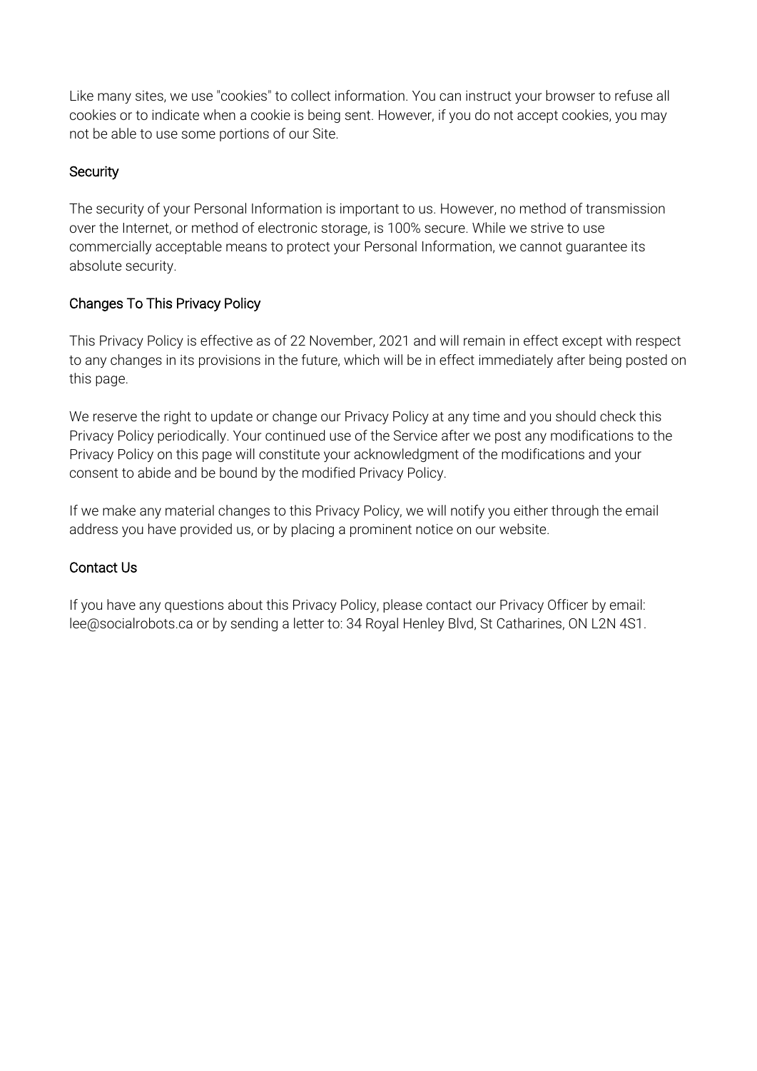Like many sites, we use "cookies" to collect information. You can instruct your browser to refuse all cookies or to indicate when a cookie is being sent. However, if you do not accept cookies, you may not be able to use some portions of our Site.

## Security

The security of your Personal Information is important to us. However, no method of transmission over the Internet, or method of electronic storage, is 100% secure. While we strive to use commercially acceptable means to protect your Personal Information, we cannot guarantee its absolute security.

## Changes To This Privacy Policy

This Privacy Policy is effective as of 22 November, 2021 and will remain in effect except with respect to any changes in its provisions in the future, which will be in effect immediately after being posted on this page.

We reserve the right to update or change our Privacy Policy at any time and you should check this Privacy Policy periodically. Your continued use of the Service after we post any modifications to the Privacy Policy on this page will constitute your acknowledgment of the modifications and your consent to abide and be bound by the modified Privacy Policy.

If we make any material changes to this Privacy Policy, we will notify you either through the email address you have provided us, or by placing a prominent notice on our website.

## Contact Us

If you have any questions about this Privacy Policy, please contact our Privacy Officer by email: lee@socialrobots.ca or by sending a letter to: 34 Royal Henley Blvd, St Catharines, ON L2N 4S1.